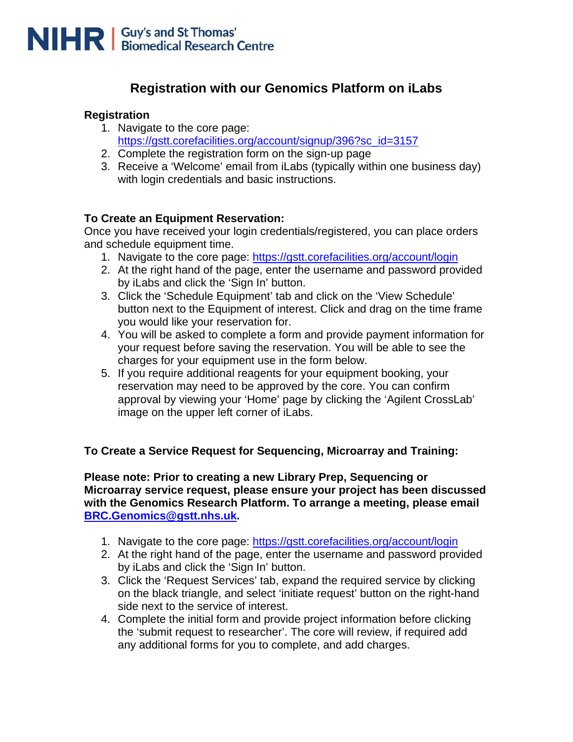NIHR | Guy's and St Thomas' Biomedical Research Centre

# Registration with our Genomics Platform on iLabs

**Registration**

1. Navigate to the core page: https://gstt.corefacilities.org/account/signup/396?sc_id=3157
2. Complete the registration form on the sign-up page
3. Receive a 'Welcome' email from iLabs (typically within one business day) with login credentials and basic instructions.

**To Create an Equipment Reservation:**

Once you have received your login credentials/registered, you can place orders and schedule equipment time.

1. Navigate to the core page: https://gstt.corefacilities.org/account/login
2. At the right hand of the page, enter the username and password provided by iLabs and click the 'Sign In' button.
3. Click the 'Schedule Equipment' tab and click on the 'View Schedule' button next to the Equipment of interest. Click and drag on the time frame you would like your reservation for.
4. You will be asked to complete a form and provide payment information for your request before saving the reservation. You will be able to see the charges for your equipment use in the form below.
5. If you require additional reagents for your equipment booking, your reservation may need to be approved by the core. You can confirm approval by viewing your 'Home' page by clicking the 'Agilent CrossLab' image on the upper left corner of iLabs.

**To Create a Service Request for Sequencing, Microarray and Training:**

**Please note: Prior to creating a new Library Prep, Sequencing or Microarray service request, please ensure your project has been discussed with the Genomics Research Platform. To arrange a meeting, please email BRC.Genomics@gstt.nhs.uk.**

1. Navigate to the core page: https://gstt.corefacilities.org/account/login
2. At the right hand of the page, enter the username and password provided by iLabs and click the 'Sign In' button.
3. Click the 'Request Services' tab, expand the required service by clicking on the black triangle, and select 'initiate request' button on the right-hand side next to the service of interest.
4. Complete the initial form and provide project information before clicking the 'submit request to researcher'. The core will review, if required add any additional forms for you to complete, and add charges.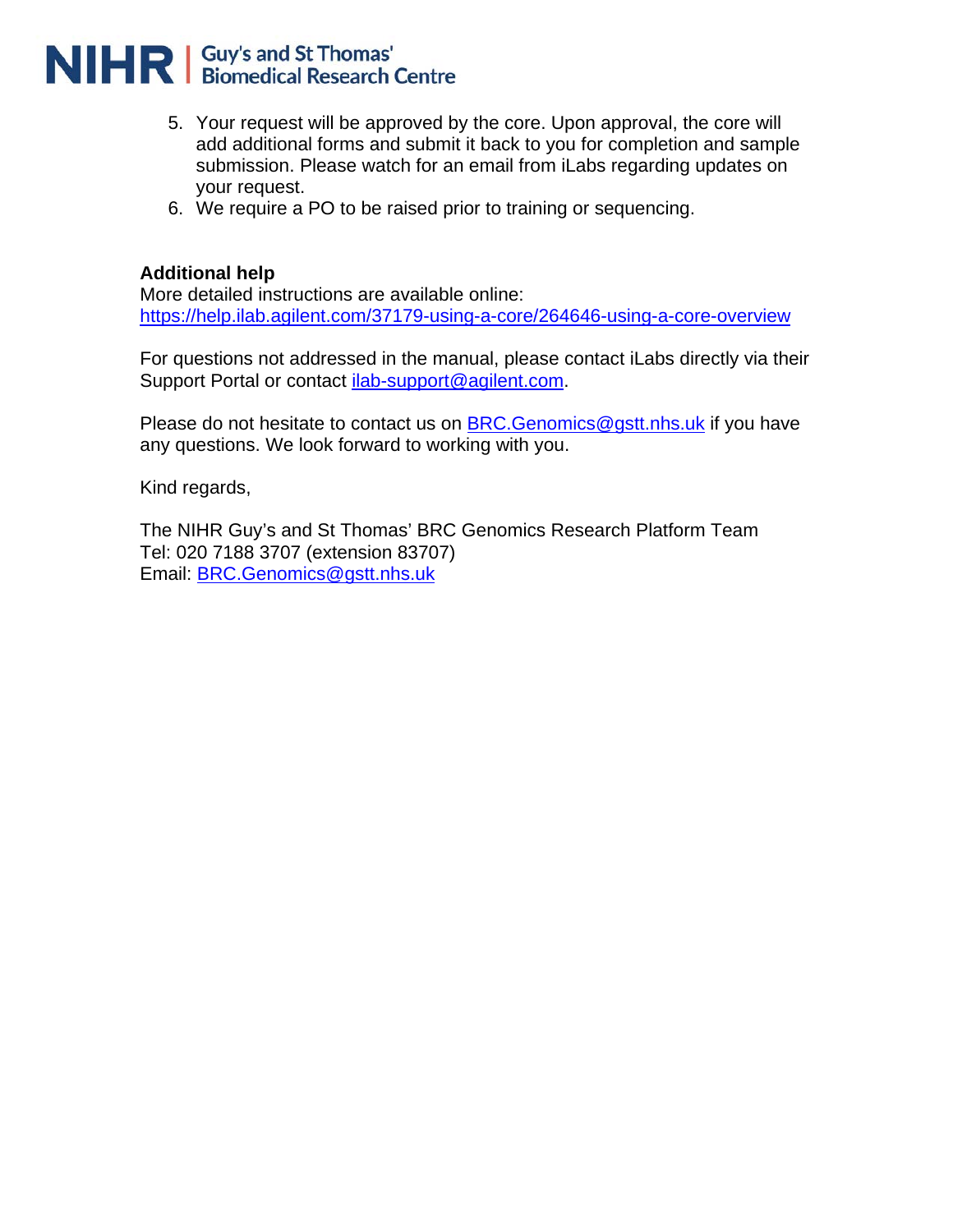5. Your request will be approved by the core. Upon approval, the core will add additional forms and submit it back to you for completion and sample submission. Please watch for an email from iLabs regarding updates on your request.
6. We require a PO to be raised prior to training or sequencing.

**Additional help**
More detailed instructions are available online:
https://help.ilab.agilent.com/37179-using-a-core/264646-using-a-core-overview

For questions not addressed in the manual, please contact iLabs directly via their Support Portal or contact ilab-support@agilent.com.

Please do not hesitate to contact us on BRC.Genomics@gstt.nhs.uk if you have any questions. We look forward to working with you.

Kind regards,

The NIHR Guy's and St Thomas' BRC Genomics Research Platform Team
Tel: 020 7188 3707 (extension 83707)
Email: BRC.Genomics@gstt.nhs.uk